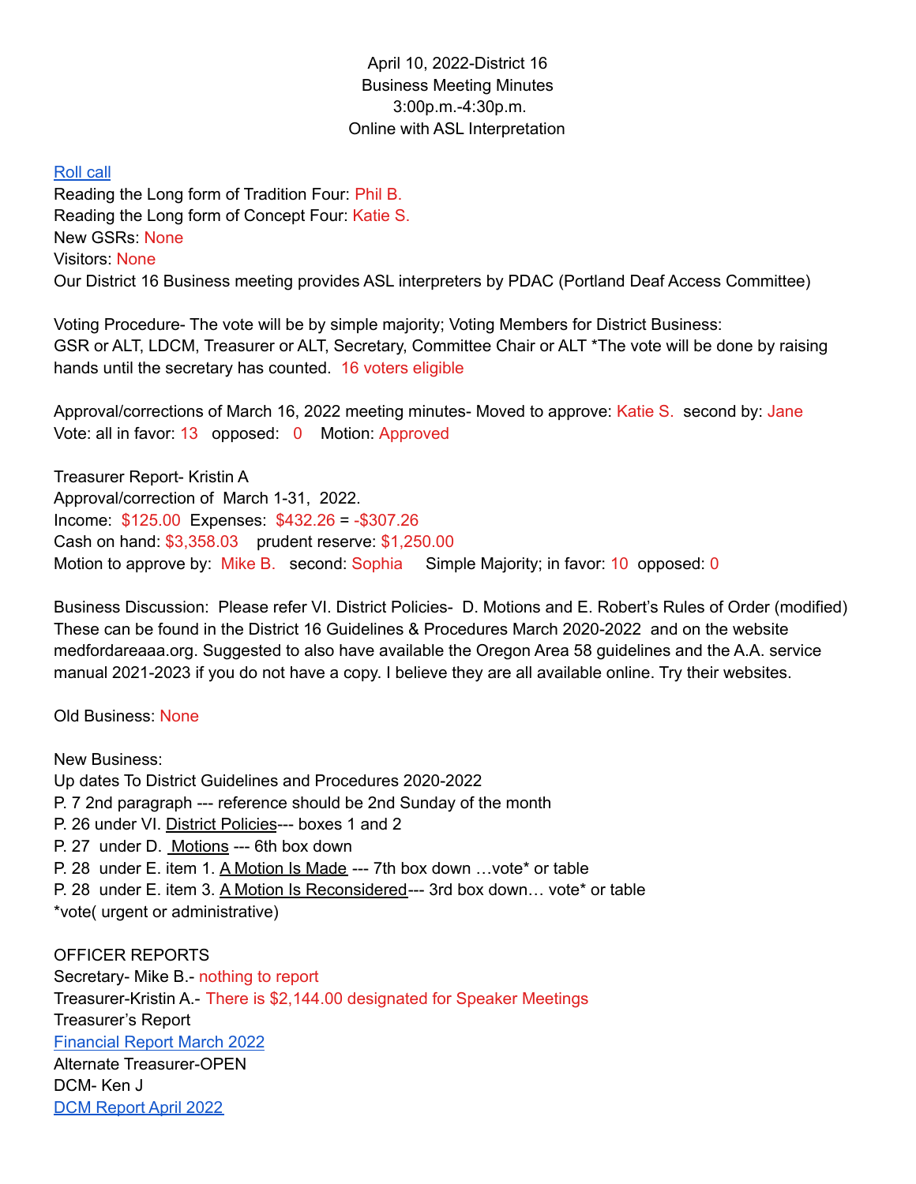April 10, 2022-District 16
Business Meeting Minutes
3:00p.m.-4:30p.m.
Online with ASL Interpretation

Roll call
Reading the Long form of Tradition Four: Phil B.
Reading the Long form of Concept Four: Katie S.
New GSRs: None
Visitors: None
Our District 16 Business meeting provides ASL interpreters by PDAC (Portland Deaf Access Committee)

Voting Procedure- The vote will be by simple majority; Voting Members for District Business:
GSR or ALT, LDCM, Treasurer or ALT, Secretary, Committee Chair or ALT *The vote will be done by raising hands until the secretary has counted. 16 voters eligible

Approval/corrections of March 16, 2022 meeting minutes- Moved to approve: Katie S. second by: Jane
Vote: all in favor: 13 opposed: 0 Motion: Approved

Treasurer Report- Kristin A
Approval/correction of March 1-31, 2022.
Income: $125.00 Expenses: $432.26 = -$307.26
Cash on hand: $3,358.03 prudent reserve: $1,250.00
Motion to approve by: Mike B. second: Sophia Simple Majority; in favor: 10 opposed: 0

Business Discussion: Please refer VI. District Policies- D. Motions and E. Robert's Rules of Order (modified)
These can be found in the District 16 Guidelines & Procedures March 2020-2022 and on the website medfordareaaa.org. Suggested to also have available the Oregon Area 58 guidelines and the A.A. service manual 2021-2023 if you do not have a copy. I believe they are all available online. Try their websites.

Old Business: None

New Business:
Up dates To District Guidelines and Procedures 2020-2022
P. 7 2nd paragraph --- reference should be 2nd Sunday of the month
P. 26 under VI. District Policies--- boxes 1 and 2
P. 27 under D. Motions --- 6th box down
P. 28 under E. item 1. A Motion Is Made --- 7th box down …vote* or table
P. 28 under E. item 3. A Motion Is Reconsidered--- 3rd box down… vote* or table
*vote( urgent or administrative)

OFFICER REPORTS
Secretary- Mike B.- nothing to report
Treasurer-Kristin A.- There is $2,144.00 designated for Speaker Meetings
Treasurer's Report
Financial Report March 2022
Alternate Treasurer-OPEN
DCM- Ken J
DCM Report April 2022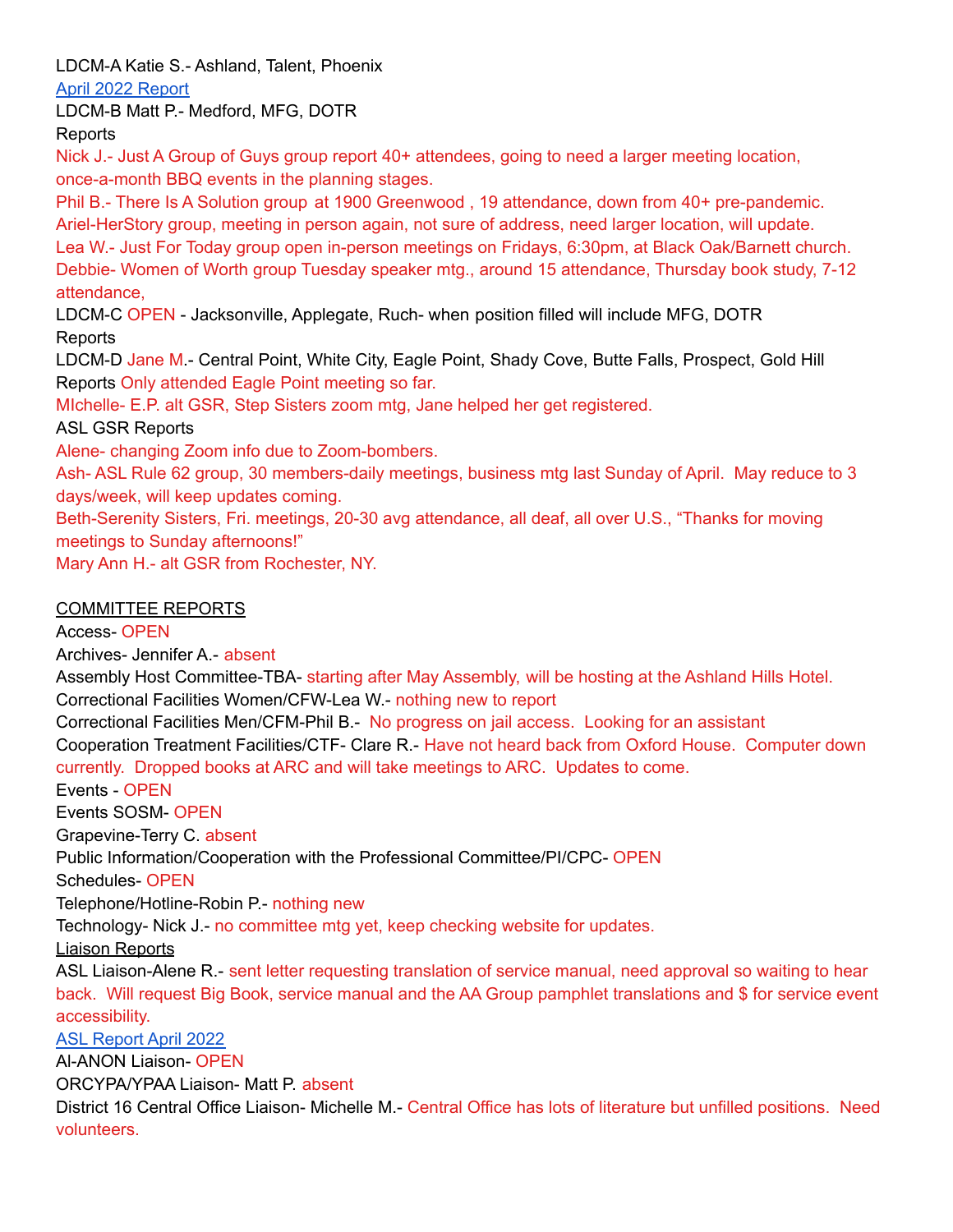LDCM-A Katie S.- Ashland, Talent, Phoenix

[April 2022 Report]

LDCM-B Matt P.- Medford, MFG, DOTR

Reports

Nick J.- Just A Group of Guys group report 40+ attendees, going to need a larger meeting location, once-a-month BBQ events in the planning stages.

Phil B.- There Is A Solution group at 1900 Greenwood , 19 attendance, down from 40+ pre-pandemic.

Ariel-HerStory group, meeting in person again, not sure of address, need larger location, will update.

Lea W.- Just For Today group open in-person meetings on Fridays, 6:30pm, at Black Oak/Barnett church.

Debbie- Women of Worth group Tuesday speaker mtg., around 15 attendance, Thursday book study, 7-12 attendance,

LDCM-C OPEN - Jacksonville, Applegate, Ruch- when position filled will include MFG, DOTR

Reports

LDCM-D Jane M.- Central Point, White City, Eagle Point, Shady Cove, Butte Falls, Prospect, Gold Hill

Reports Only attended Eagle Point meeting so far.

MIchelle- E.P. alt GSR, Step Sisters zoom mtg, Jane helped her get registered.

ASL GSR Reports

Alene- changing Zoom info due to Zoom-bombers.

Ash- ASL Rule 62 group, 30 members-daily meetings, business mtg last Sunday of April. May reduce to 3 days/week, will keep updates coming.

Beth-Serenity Sisters, Fri. meetings, 20-30 avg attendance, all deaf, all over U.S., "Thanks for moving meetings to Sunday afternoons!"

Mary Ann H.- alt GSR from Rochester, NY.

COMMITTEE REPORTS

Access- OPEN

Archives- Jennifer A.- absent

Assembly Host Committee-TBA- starting after May Assembly, will be hosting at the Ashland Hills Hotel.

Correctional Facilities Women/CFW-Lea W.- nothing new to report

Correctional Facilities Men/CFM-Phil B.- No progress on jail access. Looking for an assistant

Cooperation Treatment Facilities/CTF- Clare R.- Have not heard back from Oxford House. Computer down currently. Dropped books at ARC and will take meetings to ARC. Updates to come.

Events - OPEN

Events SOSM- OPEN

Grapevine-Terry C. absent

Public Information/Cooperation with the Professional Committee/PI/CPC- OPEN

Schedules- OPEN

Telephone/Hotline-Robin P.- nothing new

Technology- Nick J.- no committee mtg yet, keep checking website for updates.

Liaison Reports

ASL Liaison-Alene R.- sent letter requesting translation of service manual, need approval so waiting to hear back. Will request Big Book, service manual and the AA Group pamphlet translations and $ for service event accessibility.

[ASL Report April 2022]

Al-ANON Liaison- OPEN

ORCYPA/YPAA Liaison- Matt P. absent

District 16 Central Office Liaison- Michelle M.- Central Office has lots of literature but unfilled positions. Need volunteers.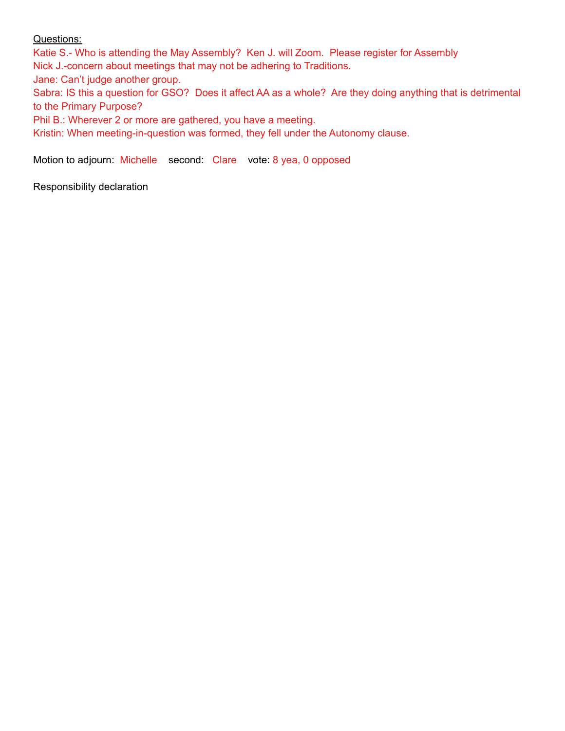<u>Questions:</u>

Katie S.- Who is attending the May Assembly? Ken J. will Zoom. Please register for Assembly
Nick J.-concern about meetings that may not be adhering to Traditions.
Jane: Can't judge another group.
Sabra: IS this a question for GSO? Does it affect AA as a whole? Are they doing anything that is detrimental to the Primary Purpose?
Phil B.: Wherever 2 or more are gathered, you have a meeting.
Kristin: When meeting-in-question was formed, they fell under the Autonomy clause.

Motion to adjourn: Michelle second: Clare vote: 8 yea, 0 opposed

Responsibility declaration